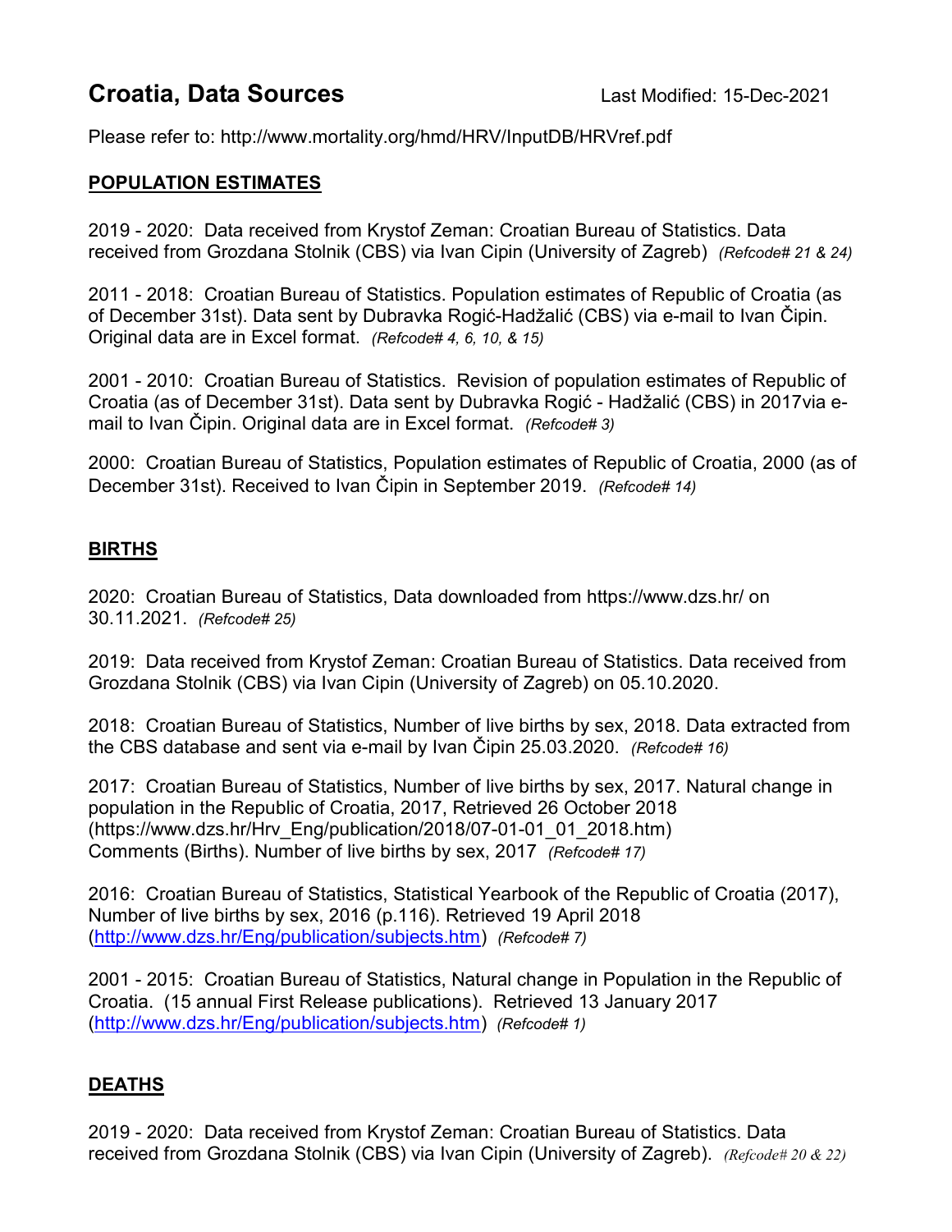# Croatia, Data Sources

Last Modified: 15-Dec-2021

Please refer to: http://www.mortality.org/hmd/HRV/InputDB/HRVref.pdf

## POPULATION ESTIMATES

2019 - 2020: Data received from Krystof Zeman: Croatian Bureau of Statistics. Data received from Grozdana Stolnik (CBS) via Ivan Cipin (University of Zagreb) *(Refcode# 21 & 24)*

2011 - 2018: Croatian Bureau of Statistics. Population estimates of Republic of Croatia (as of December 31st). Data sent by Dubravka Rogić-Hadžalić (CBS) via e-mail to Ivan Čipin. Original data are in Excel format. *(Refcode# 4, 6, 10, & 15)*

2001 - 2010: Croatian Bureau of Statistics. Revision of population estimates of Republic of Croatia (as of December 31st). Data sent by Dubravka Rogić - Hadžalić (CBS) in 2017via e-mail to Ivan Čipin. Original data are in Excel format. *(Refcode# 3)*

2000: Croatian Bureau of Statistics, Population estimates of Republic of Croatia, 2000 (as of December 31st). Received to Ivan Čipin in September 2019. *(Refcode# 14)*

## BIRTHS

2020: Croatian Bureau of Statistics, Data downloaded from https://www.dzs.hr/ on 30.11.2021. *(Refcode# 25)*

2019: Data received from Krystof Zeman: Croatian Bureau of Statistics. Data received from Grozdana Stolnik (CBS) via Ivan Cipin (University of Zagreb) on 05.10.2020.

2018: Croatian Bureau of Statistics, Number of live births by sex, 2018. Data extracted from the CBS database and sent via e-mail by Ivan Čipin 25.03.2020. *(Refcode# 16)*

2017: Croatian Bureau of Statistics, Number of live births by sex, 2017. Natural change in population in the Republic of Croatia, 2017, Retrieved 26 October 2018 (https://www.dzs.hr/Hrv_Eng/publication/2018/07-01-01_01_2018.htm)
Comments (Births). Number of live births by sex, 2017 *(Refcode# 17)*

2016: Croatian Bureau of Statistics, Statistical Yearbook of the Republic of Croatia (2017), Number of live births by sex, 2016 (p.116). Retrieved 19 April 2018 (http://www.dzs.hr/Eng/publication/subjects.htm) *(Refcode# 7)*

2001 - 2015: Croatian Bureau of Statistics, Natural change in Population in the Republic of Croatia. (15 annual First Release publications). Retrieved 13 January 2017 (http://www.dzs.hr/Eng/publication/subjects.htm) *(Refcode# 1)*

## DEATHS

2019 - 2020: Data received from Krystof Zeman: Croatian Bureau of Statistics. Data received from Grozdana Stolnik (CBS) via Ivan Cipin (University of Zagreb). *(Refcode# 20 & 22)*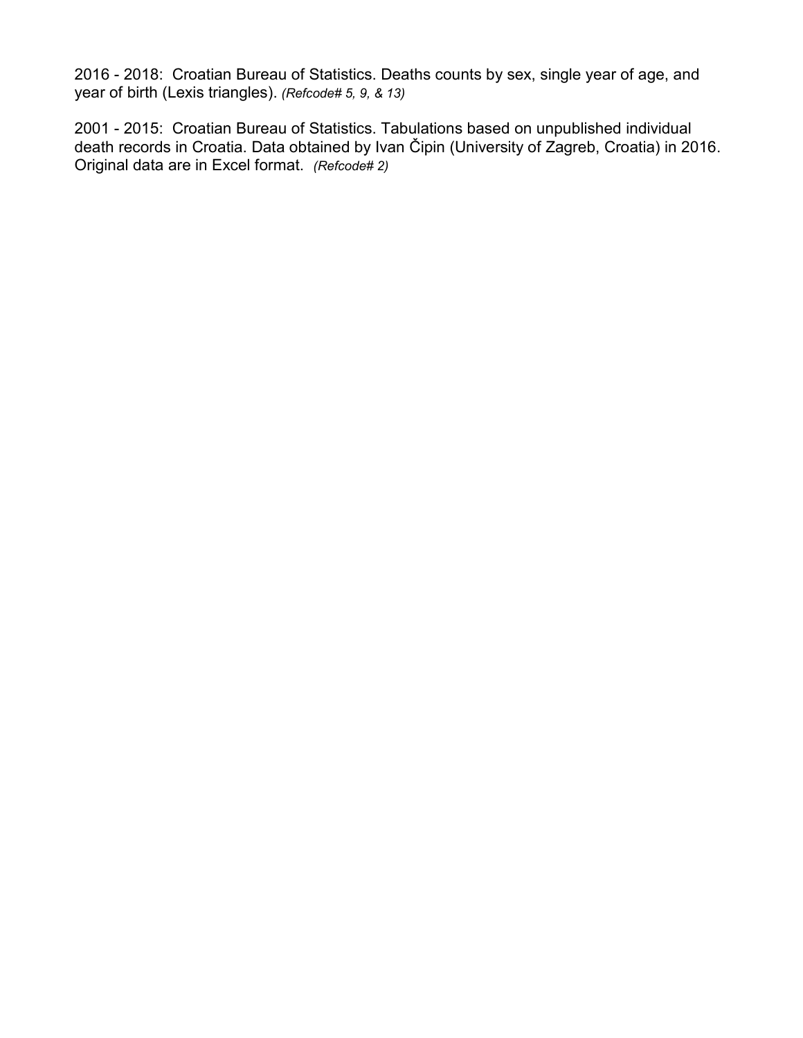2016 - 2018: Croatian Bureau of Statistics. Deaths counts by sex, single year of age, and year of birth (Lexis triangles). *(Refcode# 5, 9, & 13)*

2001 - 2015: Croatian Bureau of Statistics. Tabulations based on unpublished individual death records in Croatia. Data obtained by Ivan Čipin (University of Zagreb, Croatia) in 2016. Original data are in Excel format. *(Refcode# 2)*